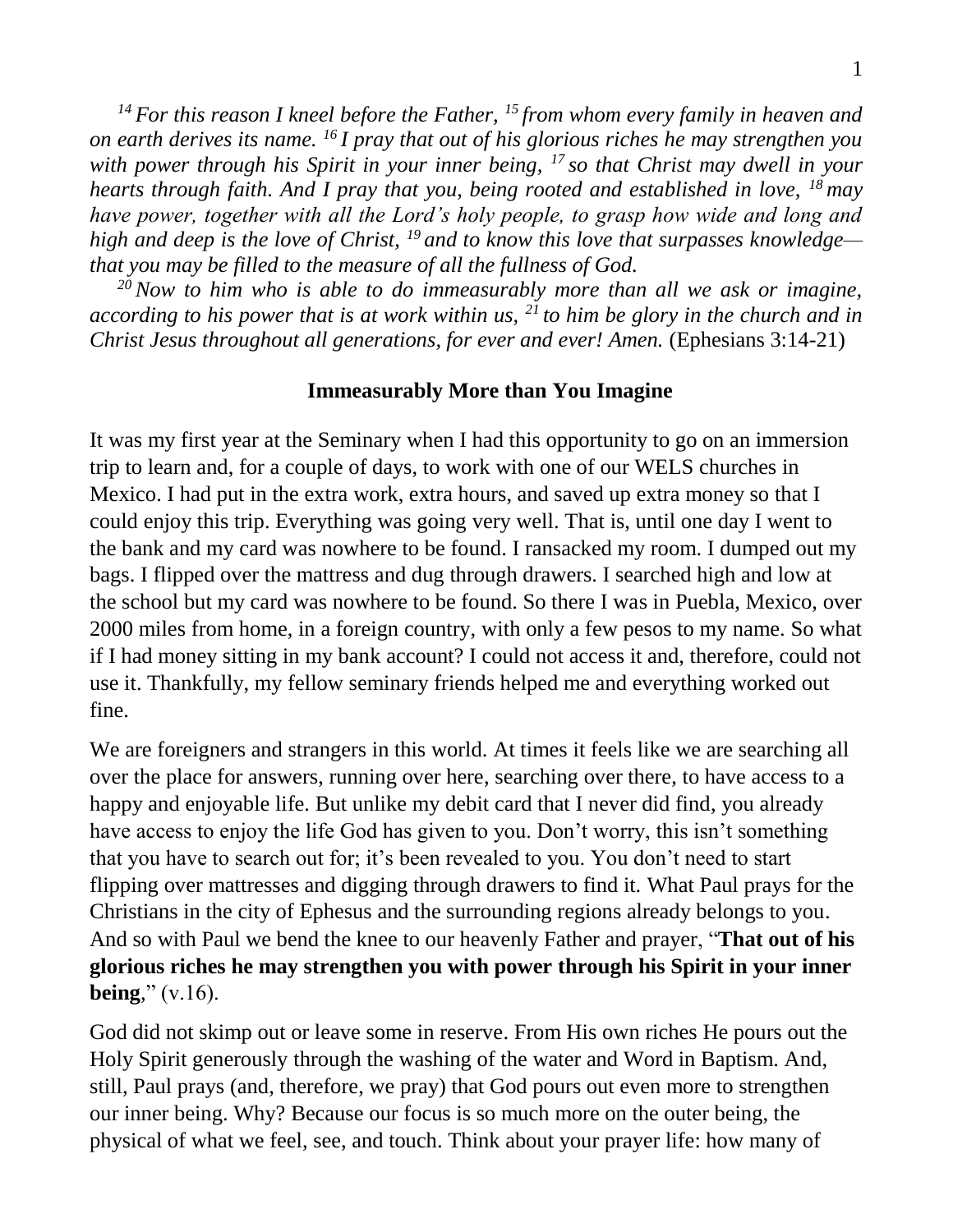*[14] For this reason I kneel before the Father, [15] from whom every family in heaven and on earth derives its name. [16] I pray that out of his glorious riches he may strengthen you with power through his Spirit in your inner being, [17] so that Christ may dwell in your hearts through faith. And I pray that you, being rooted and established in love, [18] may have power, together with all the Lord's holy people, to grasp how wide and long and high and deep is the love of Christ, [19] and to know this love that surpasses knowledge—that you may be filled to the measure of all the fullness of God.*

*[20] Now to him who is able to do immeasurably more than all we ask or imagine, according to his power that is at work within us, [21] to him be glory in the church and in Christ Jesus throughout all generations, for ever and ever! Amen.* (Ephesians 3:14-21)

## Immeasurably More than You Imagine

It was my first year at the Seminary when I had this opportunity to go on an immersion trip to learn and, for a couple of days, to work with one of our WELS churches in Mexico. I had put in the extra work, extra hours, and saved up extra money so that I could enjoy this trip. Everything was going very well. That is, until one day I went to the bank and my card was nowhere to be found. I ransacked my room. I dumped out my bags. I flipped over the mattress and dug through drawers. I searched high and low at the school but my card was nowhere to be found. So there I was in Puebla, Mexico, over 2000 miles from home, in a foreign country, with only a few pesos to my name. So what if I had money sitting in my bank account? I could not access it and, therefore, could not use it. Thankfully, my fellow seminary friends helped me and everything worked out fine.

We are foreigners and strangers in this world. At times it feels like we are searching all over the place for answers, running over here, searching over there, to have access to a happy and enjoyable life. But unlike my debit card that I never did find, you already have access to enjoy the life God has given to you. Don't worry, this isn't something that you have to search out for; it's been revealed to you. You don't need to start flipping over mattresses and digging through drawers to find it. What Paul prays for the Christians in the city of Ephesus and the surrounding regions already belongs to you. And so with Paul we bend the knee to our heavenly Father and prayer, "**That out of his glorious riches he may strengthen you with power through his Spirit in your inner being**," (v.16).

God did not skimp out or leave some in reserve. From His own riches He pours out the Holy Spirit generously through the washing of the water and Word in Baptism. And, still, Paul prays (and, therefore, we pray) that God pours out even more to strengthen our inner being. Why? Because our focus is so much more on the outer being, the physical of what we feel, see, and touch. Think about your prayer life: how many of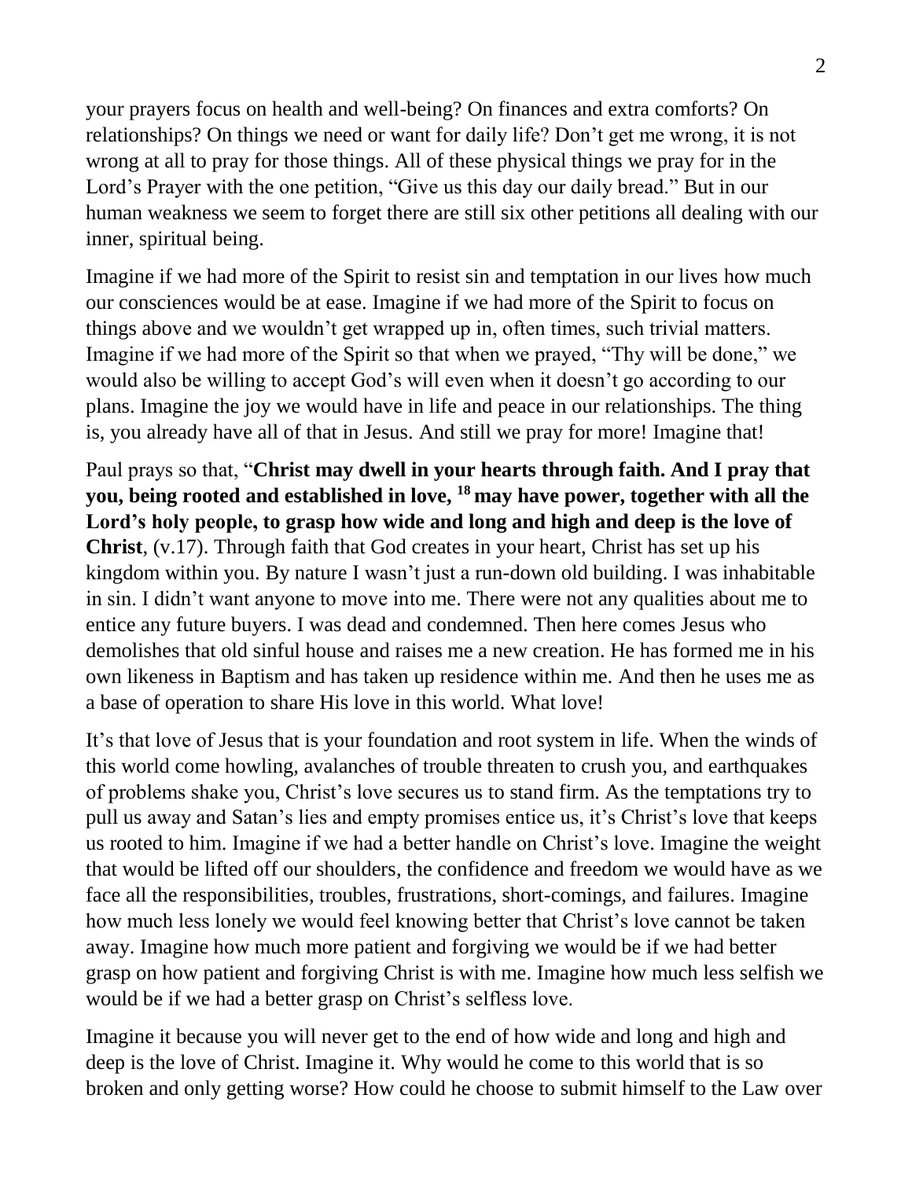your prayers focus on health and well-being? On finances and extra comforts? On relationships? On things we need or want for daily life? Don't get me wrong, it is not wrong at all to pray for those things. All of these physical things we pray for in the Lord's Prayer with the one petition, "Give us this day our daily bread." But in our human weakness we seem to forget there are still six other petitions all dealing with our inner, spiritual being.

Imagine if we had more of the Spirit to resist sin and temptation in our lives how much our consciences would be at ease. Imagine if we had more of the Spirit to focus on things above and we wouldn't get wrapped up in, often times, such trivial matters. Imagine if we had more of the Spirit so that when we prayed, "Thy will be done," we would also be willing to accept God's will even when it doesn't go according to our plans. Imagine the joy we would have in life and peace in our relationships. The thing is, you already have all of that in Jesus. And still we pray for more! Imagine that!

Paul prays so that, "**Christ may dwell in your hearts through faith. And I pray that you, being rooted and established in love, [18] may have power, together with all the Lord's holy people, to grasp how wide and long and high and deep is the love of Christ**, (v.17). Through faith that God creates in your heart, Christ has set up his kingdom within you. By nature I wasn't just a run-down old building. I was inhabitable in sin. I didn't want anyone to move into me. There were not any qualities about me to entice any future buyers. I was dead and condemned. Then here comes Jesus who demolishes that old sinful house and raises me a new creation. He has formed me in his own likeness in Baptism and has taken up residence within me. And then he uses me as a base of operation to share His love in this world. What love!

It's that love of Jesus that is your foundation and root system in life. When the winds of this world come howling, avalanches of trouble threaten to crush you, and earthquakes of problems shake you, Christ's love secures us to stand firm. As the temptations try to pull us away and Satan's lies and empty promises entice us, it's Christ's love that keeps us rooted to him. Imagine if we had a better handle on Christ's love. Imagine the weight that would be lifted off our shoulders, the confidence and freedom we would have as we face all the responsibilities, troubles, frustrations, short-comings, and failures. Imagine how much less lonely we would feel knowing better that Christ's love cannot be taken away. Imagine how much more patient and forgiving we would be if we had better grasp on how patient and forgiving Christ is with me. Imagine how much less selfish we would be if we had a better grasp on Christ's selfless love.

Imagine it because you will never get to the end of how wide and long and high and deep is the love of Christ. Imagine it. Why would he come to this world that is so broken and only getting worse? How could he choose to submit himself to the Law over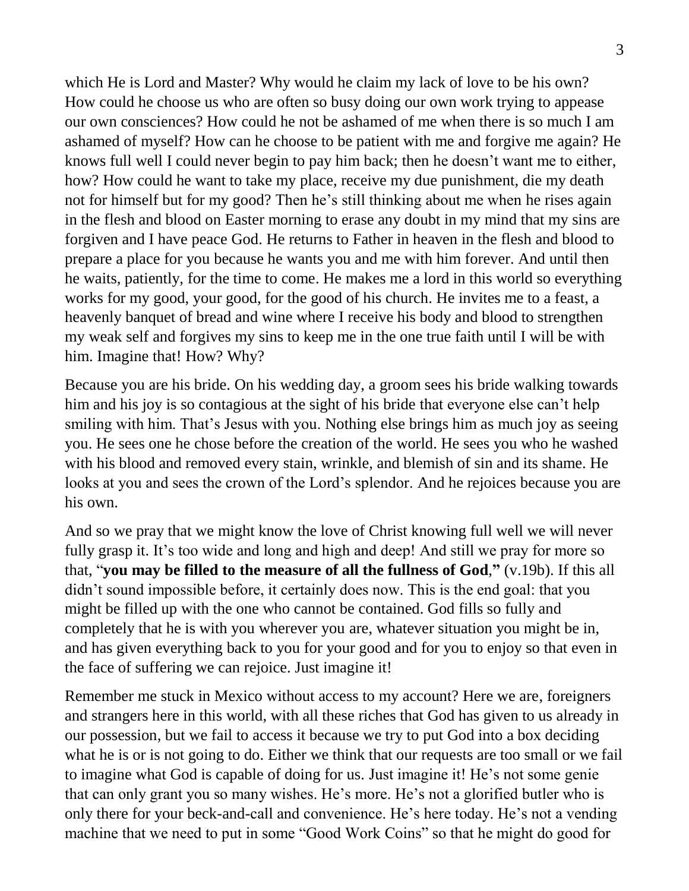which He is Lord and Master? Why would he claim my lack of love to be his own? How could he choose us who are often so busy doing our own work trying to appease our own consciences? How could he not be ashamed of me when there is so much I am ashamed of myself? How can he choose to be patient with me and forgive me again? He knows full well I could never begin to pay him back; then he doesn't want me to either, how? How could he want to take my place, receive my due punishment, die my death not for himself but for my good? Then he's still thinking about me when he rises again in the flesh and blood on Easter morning to erase any doubt in my mind that my sins are forgiven and I have peace God. He returns to Father in heaven in the flesh and blood to prepare a place for you because he wants you and me with him forever. And until then he waits, patiently, for the time to come. He makes me a lord in this world so everything works for my good, your good, for the good of his church. He invites me to a feast, a heavenly banquet of bread and wine where I receive his body and blood to strengthen my weak self and forgives my sins to keep me in the one true faith until I will be with him. Imagine that! How? Why?

Because you are his bride. On his wedding day, a groom sees his bride walking towards him and his joy is so contagious at the sight of his bride that everyone else can't help smiling with him. That's Jesus with you. Nothing else brings him as much joy as seeing you. He sees one he chose before the creation of the world. He sees you who he washed with his blood and removed every stain, wrinkle, and blemish of sin and its shame. He looks at you and sees the crown of the Lord's splendor. And he rejoices because you are his own.

And so we pray that we might know the love of Christ knowing full well we will never fully grasp it. It's too wide and long and high and deep! And still we pray for more so that, "**you may be filled to the measure of all the fullness of God**,**"** (v.19b). If this all didn't sound impossible before, it certainly does now. This is the end goal: that you might be filled up with the one who cannot be contained. God fills so fully and completely that he is with you wherever you are, whatever situation you might be in, and has given everything back to you for your good and for you to enjoy so that even in the face of suffering we can rejoice. Just imagine it!

Remember me stuck in Mexico without access to my account? Here we are, foreigners and strangers here in this world, with all these riches that God has given to us already in our possession, but we fail to access it because we try to put God into a box deciding what he is or is not going to do. Either we think that our requests are too small or we fail to imagine what God is capable of doing for us. Just imagine it! He's not some genie that can only grant you so many wishes. He's more. He's not a glorified butler who is only there for your beck-and-call and convenience. He's here today. He's not a vending machine that we need to put in some "Good Work Coins" so that he might do good for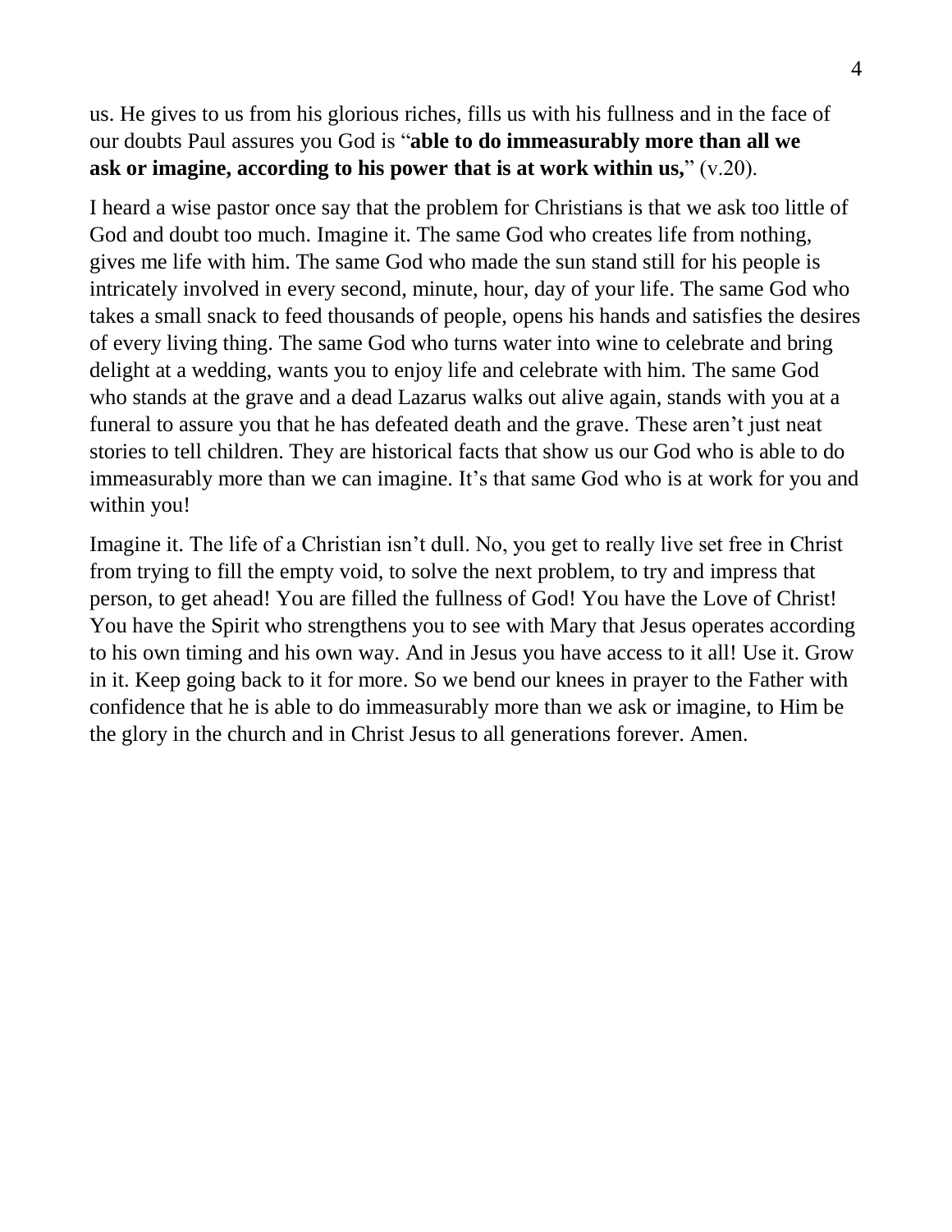us. He gives to us from his glorious riches, fills us with his fullness and in the face of our doubts Paul assures you God is "**able to do immeasurably more than all we ask or imagine, according to his power that is at work within us,**" (v.20).

I heard a wise pastor once say that the problem for Christians is that we ask too little of God and doubt too much. Imagine it. The same God who creates life from nothing, gives me life with him. The same God who made the sun stand still for his people is intricately involved in every second, minute, hour, day of your life. The same God who takes a small snack to feed thousands of people, opens his hands and satisfies the desires of every living thing. The same God who turns water into wine to celebrate and bring delight at a wedding, wants you to enjoy life and celebrate with him. The same God who stands at the grave and a dead Lazarus walks out alive again, stands with you at a funeral to assure you that he has defeated death and the grave. These aren't just neat stories to tell children. They are historical facts that show us our God who is able to do immeasurably more than we can imagine. It's that same God who is at work for you and within you!

Imagine it. The life of a Christian isn't dull. No, you get to really live set free in Christ from trying to fill the empty void, to solve the next problem, to try and impress that person, to get ahead! You are filled the fullness of God! You have the Love of Christ! You have the Spirit who strengthens you to see with Mary that Jesus operates according to his own timing and his own way. And in Jesus you have access to it all! Use it. Grow in it. Keep going back to it for more. So we bend our knees in prayer to the Father with confidence that he is able to do immeasurably more than we ask or imagine, to Him be the glory in the church and in Christ Jesus to all generations forever. Amen.